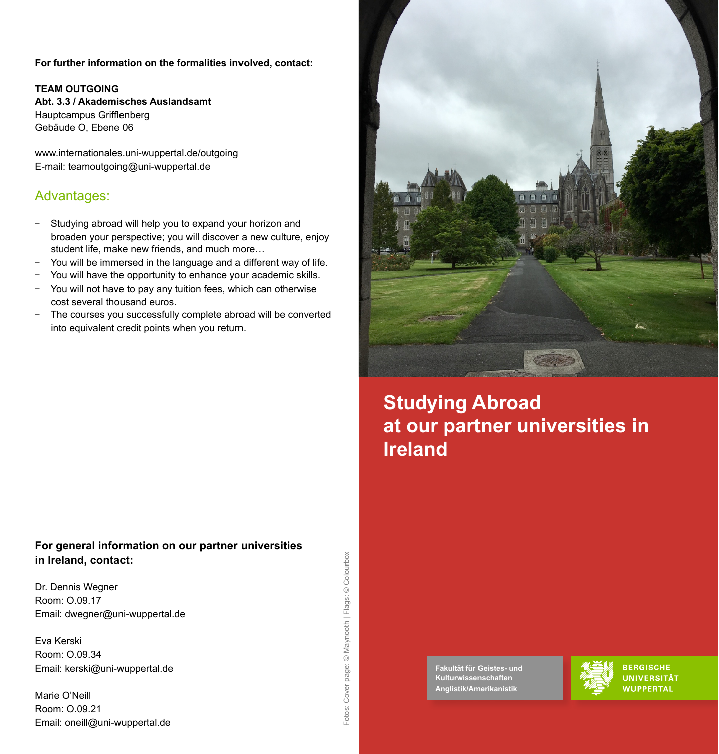**For further information on the formalities involved, contact:**

**TEAM OUTGOING**
**Abt. 3.3 / Akademisches Auslandsamt**
Hauptcampus Grifflenberg
Gebäude O, Ebene 06

www.internationales.uni-wuppertal.de/outgoing
E-mail: teamoutgoing@uni-wuppertal.de

## Advantages:

- Studying abroad will help you to expand your horizon and broaden your perspective; you will discover a new culture, enjoy student life, make new friends, and much more…
- You will be immersed in the language and a different way of life.
- You will have the opportunity to enhance your academic skills.
- You will not have to pay any tuition fees, which can otherwise cost several thousand euros.
- The courses you successfully complete abroad will be converted into equivalent credit points when you return.

**For general information on our partner universities in Ireland, contact:**

Dr. Dennis Wegner
Room: O.09.17
Email: dwegner@uni-wuppertal.de

Eva Kerski
Room: O.09.34
Email: kerski@uni-wuppertal.de

Marie O'Neill
Room: O.09.21
Email: oneill@uni-wuppertal.de

Fotos: Cover page: © Maynooth | Flags: © Colourbox

# Studying Abroad at our partner universities in Ireland

Fakultät für Geistes- und Kulturwissenschaften
Anglistik/Amerikanistik

BERGISCHE UNIVERSITÄT WUPPERTAL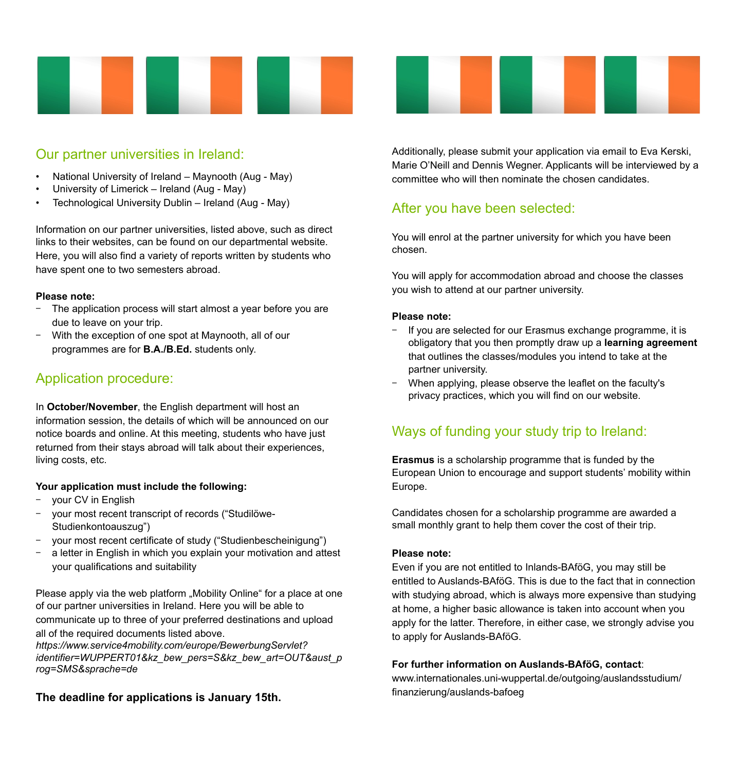## Our partner universities in Ireland:

- National University of Ireland – Maynooth (Aug - May)
- University of Limerick – Ireland (Aug - May)
- Technological University Dublin – Ireland (Aug - May)

Information on our partner universities, listed above, such as direct links to their websites, can be found on our departmental website. Here, you will also find a variety of reports written by students who have spent one to two semesters abroad.

**Please note:**

- The application process will start almost a year before you are due to leave on your trip.
- With the exception of one spot at Maynooth, all of our programmes are for **B.A./B.Ed.** students only.

## Application procedure:

In **October/November**, the English department will host an information session, the details of which will be announced on our notice boards and online. At this meeting, students who have just returned from their stays abroad will talk about their experiences, living costs, etc.

**Your application must include the following:**

- your CV in English
- your most recent transcript of records ("Studilöwe-Studienkontoauszug")
- your most recent certificate of study ("Studienbescheinigung")
- a letter in English in which you explain your motivation and attest your qualifications and suitability

Please apply via the web platform „Mobility Online" for a place at one of our partner universities in Ireland. Here you will be able to communicate up to three of your preferred destinations and upload all of the required documents listed above.
*https://www.service4mobility.com/europe/BewerbungServlet?identifier=WUPPERT01&kz_bew_pers=S&kz_bew_art=OUT&aust_prog=SMS&sprache=de*

**The deadline for applications is January 15th.**

Additionally, please submit your application via email to Eva Kerski, Marie O'Neill and Dennis Wegner. Applicants will be interviewed by a committee who will then nominate the chosen candidates.

## After you have been selected:

You will enrol at the partner university for which you have been chosen.

You will apply for accommodation abroad and choose the classes you wish to attend at our partner university.

**Please note:**

- If you are selected for our Erasmus exchange programme, it is obligatory that you then promptly draw up a **learning agreement** that outlines the classes/modules you intend to take at the partner university.
- When applying, please observe the leaflet on the faculty's privacy practices, which you will find on our website.

## Ways of funding your study trip to Ireland:

**Erasmus** is a scholarship programme that is funded by the European Union to encourage and support students' mobility within Europe.

Candidates chosen for a scholarship programme are awarded a small monthly grant to help them cover the cost of their trip.

**Please note:**
Even if you are not entitled to Inlands-BAföG, you may still be entitled to Auslands-BAföG. This is due to the fact that in connection with studying abroad, which is always more expensive than studying at home, a higher basic allowance is taken into account when you apply for the latter. Therefore, in either case, we strongly advise you to apply for Auslands-BAföG.

**For further information on Auslands-BAföG, contact**:
www.internationales.uni-wuppertal.de/outgoing/auslandsstudium/finanzierung/auslands-bafoeg